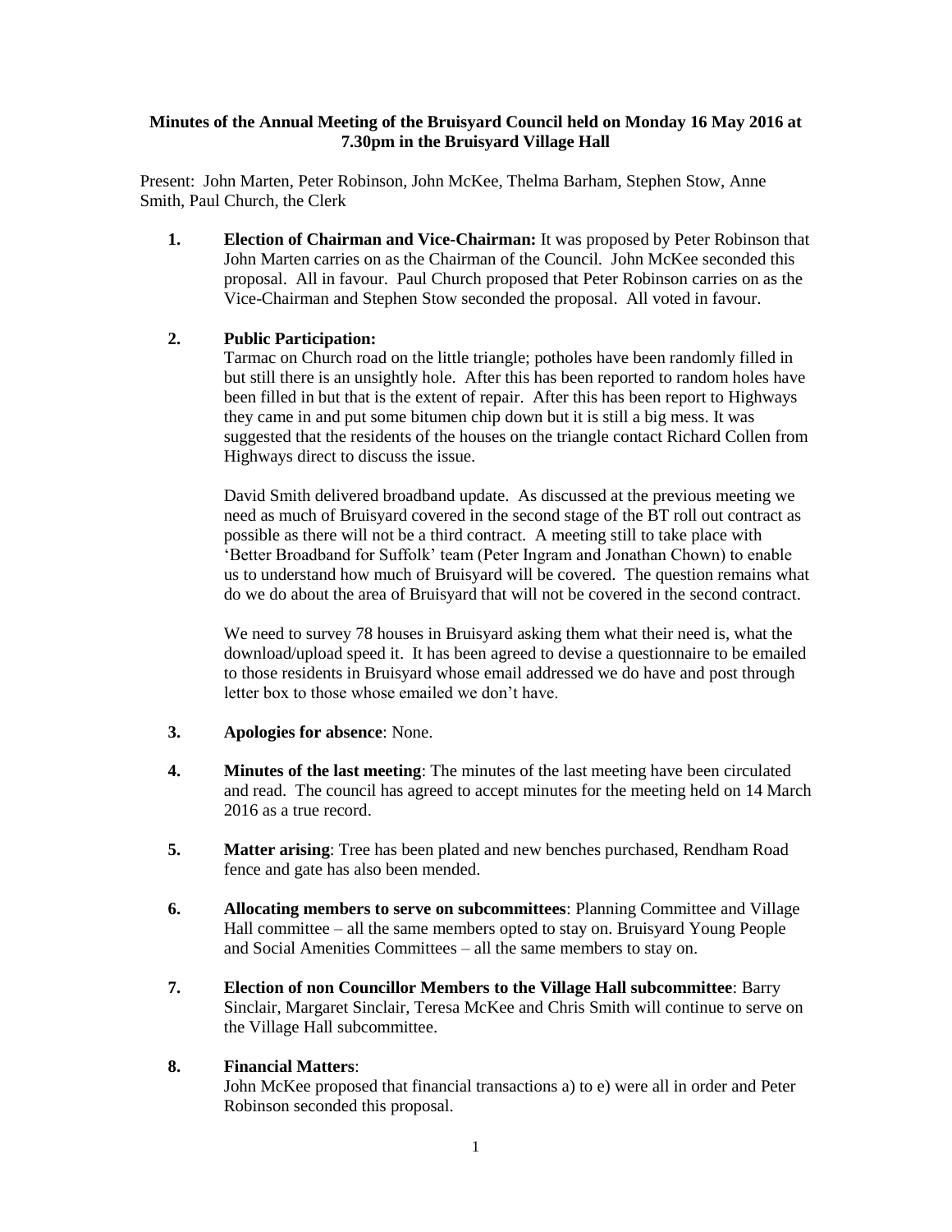**Minutes of the Annual Meeting of the Bruisyard Council held on Monday 16 May 2016 at 7.30pm in the Bruisyard Village Hall**

Present: John Marten, Peter Robinson, John McKee, Thelma Barham, Stephen Stow, Anne Smith, Paul Church, the Clerk

1. **Election of Chairman and Vice-Chairman:** It was proposed by Peter Robinson that John Marten carries on as the Chairman of the Council. John McKee seconded this proposal. All in favour. Paul Church proposed that Peter Robinson carries on as the Vice-Chairman and Stephen Stow seconded the proposal. All voted in favour.

2. **Public Participation:**

   Tarmac on Church road on the little triangle; potholes have been randomly filled in but still there is an unsightly hole. After this has been reported to random holes have been filled in but that is the extent of repair. After this has been report to Highways they came in and put some bitumen chip down but it is still a big mess. It was suggested that the residents of the houses on the triangle contact Richard Collen from Highways direct to discuss the issue.

   David Smith delivered broadband update. As discussed at the previous meeting we need as much of Bruisyard covered in the second stage of the BT roll out contract as possible as there will not be a third contract. A meeting still to take place with 'Better Broadband for Suffolk' team (Peter Ingram and Jonathan Chown) to enable us to understand how much of Bruisyard will be covered. The question remains what do we do about the area of Bruisyard that will not be covered in the second contract.

   We need to survey 78 houses in Bruisyard asking them what their need is, what the download/upload speed it. It has been agreed to devise a questionnaire to be emailed to those residents in Bruisyard whose email addressed we do have and post through letter box to those whose emailed we don't have.

3. **Apologies for absence**: None.

4. **Minutes of the last meeting**: The minutes of the last meeting have been circulated and read. The council has agreed to accept minutes for the meeting held on 14 March 2016 as a true record.

5. **Matter arising**: Tree has been plated and new benches purchased, Rendham Road fence and gate has also been mended.

6. **Allocating members to serve on subcommittees**: Planning Committee and Village Hall committee – all the same members opted to stay on. Bruisyard Young People and Social Amenities Committees – all the same members to stay on.

7. **Election of non Councillor Members to the Village Hall subcommittee**: Barry Sinclair, Margaret Sinclair, Teresa McKee and Chris Smith will continue to serve on the Village Hall subcommittee.

8. **Financial Matters**:

   John McKee proposed that financial transactions a) to e) were all in order and Peter Robinson seconded this proposal.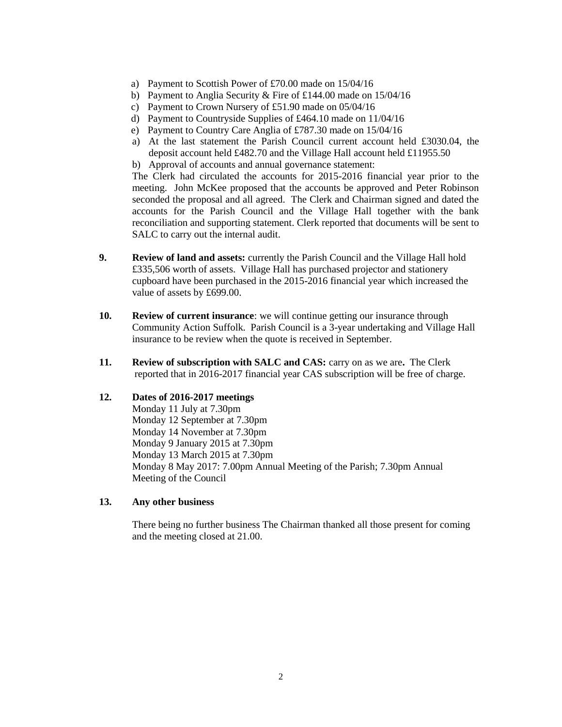a) Payment to Scottish Power of £70.00 made on 15/04/16
b) Payment to Anglia Security & Fire of £144.00 made on 15/04/16
c) Payment to Crown Nursery of £51.90 made on 05/04/16
d) Payment to Countryside Supplies of £464.10 made on 11/04/16
e) Payment to Country Care Anglia of £787.30 made on 15/04/16

a) At the last statement the Parish Council current account held £3030.04, the deposit account held £482.70 and the Village Hall account held £11955.50
b) Approval of accounts and annual governance statement:

The Clerk had circulated the accounts for 2015-2016 financial year prior to the meeting. John McKee proposed that the accounts be approved and Peter Robinson seconded the proposal and all agreed. The Clerk and Chairman signed and dated the accounts for the Parish Council and the Village Hall together with the bank reconciliation and supporting statement. Clerk reported that documents will be sent to SALC to carry out the internal audit.

**9. Review of land and assets:** currently the Parish Council and the Village Hall hold £335,506 worth of assets. Village Hall has purchased projector and stationery cupboard have been purchased in the 2015-2016 financial year which increased the value of assets by £699.00.

**10. Review of current insurance**: we will continue getting our insurance through Community Action Suffolk. Parish Council is a 3-year undertaking and Village Hall insurance to be review when the quote is received in September.

**11. Review of subscription with SALC and CAS:** carry on as we are**.** The Clerk reported that in 2016-2017 financial year CAS subscription will be free of charge.

**12. Dates of 2016-2017 meetings**

Monday 11 July at 7.30pm
Monday 12 September at 7.30pm
Monday 14 November at 7.30pm
Monday 9 January 2015 at 7.30pm
Monday 13 March 2015 at 7.30pm
Monday 8 May 2017: 7.00pm Annual Meeting of the Parish; 7.30pm Annual Meeting of the Council

**13. Any other business**

There being no further business The Chairman thanked all those present for coming and the meeting closed at 21.00.